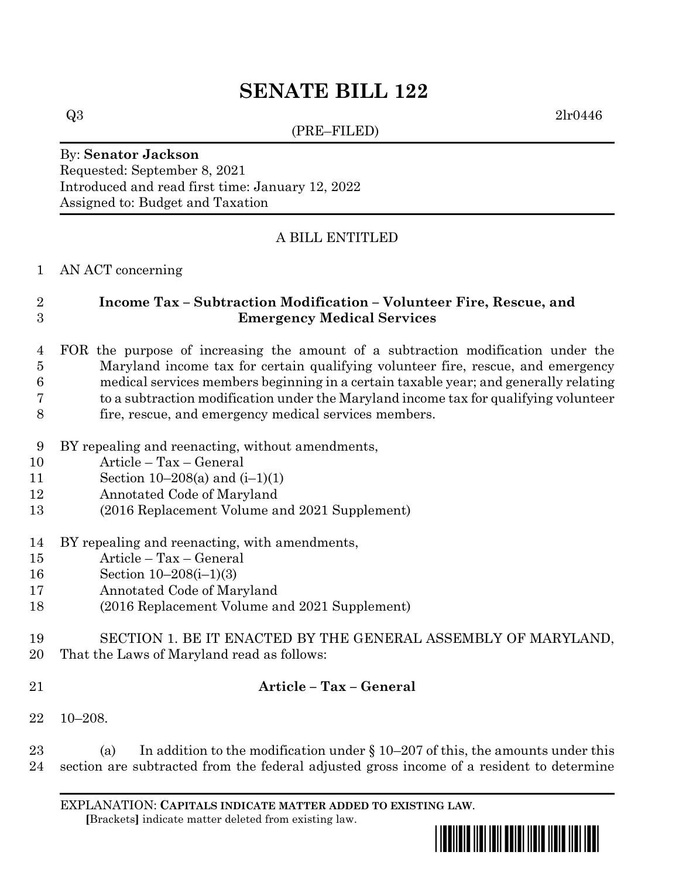# SENATE BILL 122

Q3 2lr0446

(PRE–FILED)

By: **Senator Jackson**
Requested: September 8, 2021
Introduced and read first time: January 12, 2022
Assigned to: Budget and Taxation

A BILL ENTITLED

AN ACT concerning

**Income Tax – Subtraction Modification – Volunteer Fire, Rescue, and Emergency Medical Services**

FOR the purpose of increasing the amount of a subtraction modification under the Maryland income tax for certain qualifying volunteer fire, rescue, and emergency medical services members beginning in a certain taxable year; and generally relating to a subtraction modification under the Maryland income tax for qualifying volunteer fire, rescue, and emergency medical services members.

BY repealing and reenacting, without amendments,
Article – Tax – General
Section 10–208(a) and (i–1)(1)
Annotated Code of Maryland
(2016 Replacement Volume and 2021 Supplement)

BY repealing and reenacting, with amendments,
Article – Tax – General
Section 10–208(i–1)(3)
Annotated Code of Maryland
(2016 Replacement Volume and 2021 Supplement)

SECTION 1. BE IT ENACTED BY THE GENERAL ASSEMBLY OF MARYLAND, That the Laws of Maryland read as follows:

**Article – Tax – General**

10–208.

(a) In addition to the modification under § 10–207 of this, the amounts under this section are subtracted from the federal adjusted gross income of a resident to determine

EXPLANATION: **CAPITALS INDICATE MATTER ADDED TO EXISTING LAW**.
**[**Brackets**]** indicate matter deleted from existing law.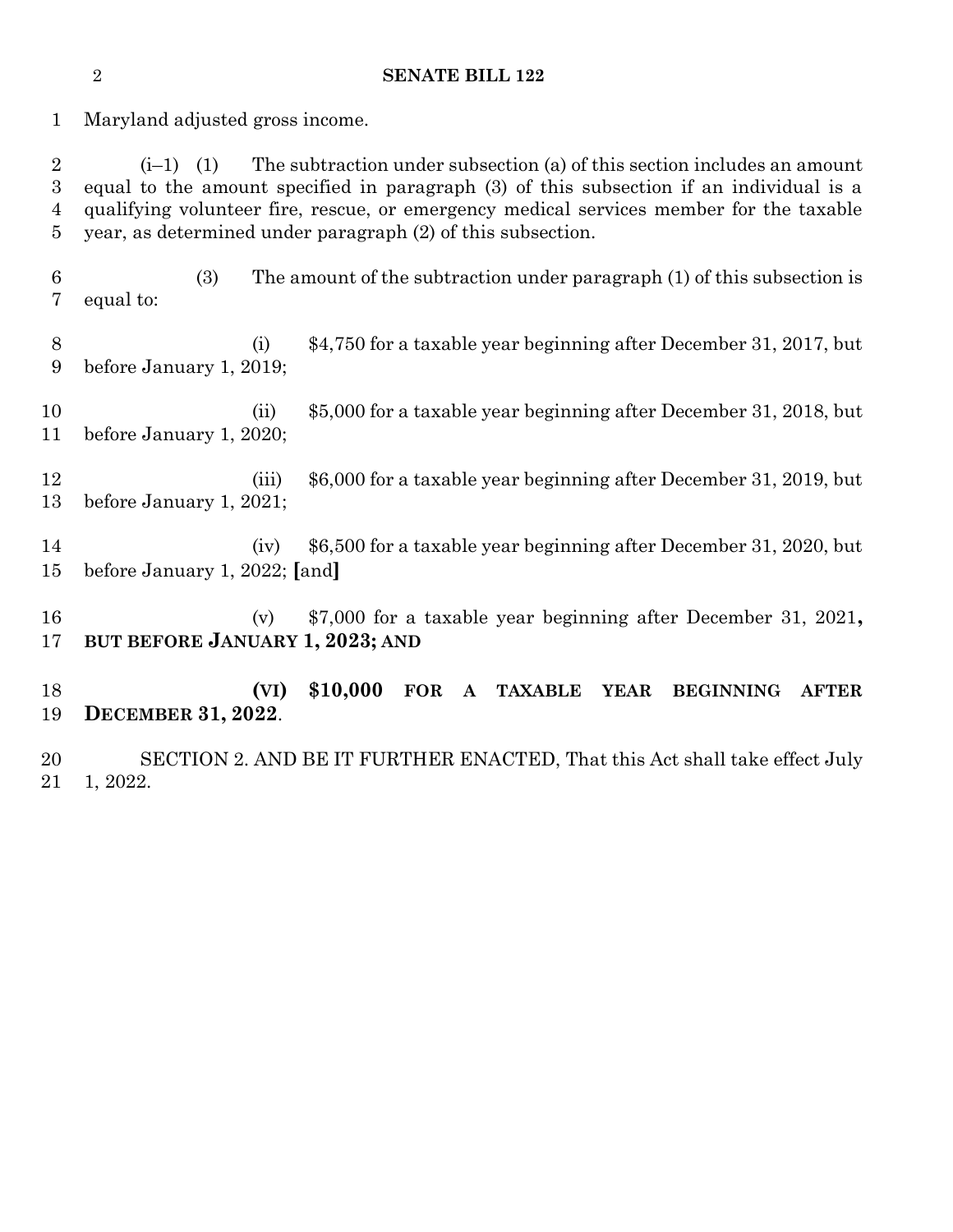Maryland adjusted gross income.

(i–1) (1) The subtraction under subsection (a) of this section includes an amount equal to the amount specified in paragraph (3) of this subsection if an individual is a qualifying volunteer fire, rescue, or emergency medical services member for the taxable year, as determined under paragraph (2) of this subsection.

(3) The amount of the subtraction under paragraph (1) of this subsection is equal to:

(i) $4,750 for a taxable year beginning after December 31, 2017, but before January 1, 2019;

(ii) $5,000 for a taxable year beginning after December 31, 2018, but before January 1, 2020;

(iii) $6,000 for a taxable year beginning after December 31, 2019, but before January 1, 2021;

(iv) $6,500 for a taxable year beginning after December 31, 2020, but before January 1, 2022; **[**and**]**

(v) $7,000 for a taxable year beginning after December 31, 2021**, BUT BEFORE JANUARY 1, 2023; AND**

**(VI) $10,000 FOR A TAXABLE YEAR BEGINNING AFTER DECEMBER 31, 2022**.

SECTION 2. AND BE IT FURTHER ENACTED, That this Act shall take effect July 1, 2022.